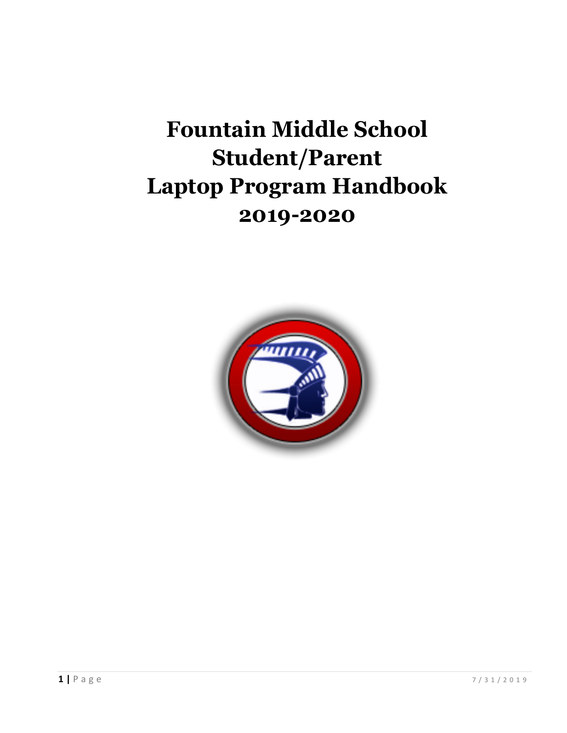# Fountain Middle School Student/Parent Laptop Program Handbook 2019-2020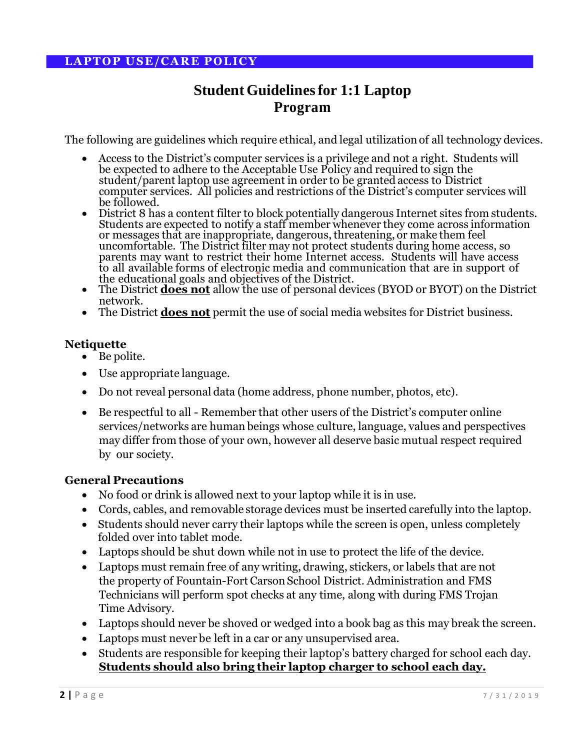## LAPTOP USE/CARE POLICY

# Student Guidelines for 1:1 Laptop Program

The following are guidelines which require ethical, and legal utilization of all technology devices.

- Access to the District's computer services is a privilege and not a right. Students will be expected to adhere to the Acceptable Use Policy and required to sign the student/parent laptop use agreement in order to be granted access to District computer services. All policies and restrictions of the District's computer services will be followed.
- District 8 has a content filter to block potentially dangerous Internet sites from students. Students are expected to notify a staff member whenever they come across information or messages that are inappropriate, dangerous, threatening, or make them feel uncomfortable. The District filter may not protect students during home access, so parents may want to restrict their home Internet access. Students will have access to all available forms of electronic media and communication that are in support of the educational goals and objectives of the District.
- The District **does not** allow the use of personal devices (BYOD or BYOT) on the District network.
- The District **does not** permit the use of social media websites for District business.

### Netiquette

- Be polite.
- Use appropriate language.
- Do not reveal personal data (home address, phone number, photos, etc).
- Be respectful to all - Remember that other users of the District's computer online services/networks are human beings whose culture, language, values and perspectives may differ from those of your own, however all deserve basic mutual respect required by our society.

### General Precautions

- No food or drink is allowed next to your laptop while it is in use.
- Cords, cables, and removable storage devices must be inserted carefully into the laptop.
- Students should never carry their laptops while the screen is open, unless completely folded over into tablet mode.
- Laptops should be shut down while not in use to protect the life of the device.
- Laptops must remain free of any writing, drawing, stickers, or labels that are not the property of Fountain-Fort Carson School District. Administration and FMS Technicians will perform spot checks at any time, along with during FMS Trojan Time Advisory.
- Laptops should never be shoved or wedged into a book bag as this may break the screen.
- Laptops must never be left in a car or any unsupervised area.
- Students are responsible for keeping their laptop's battery charged for school each day. **Students should also bring their laptop charger to school each day.**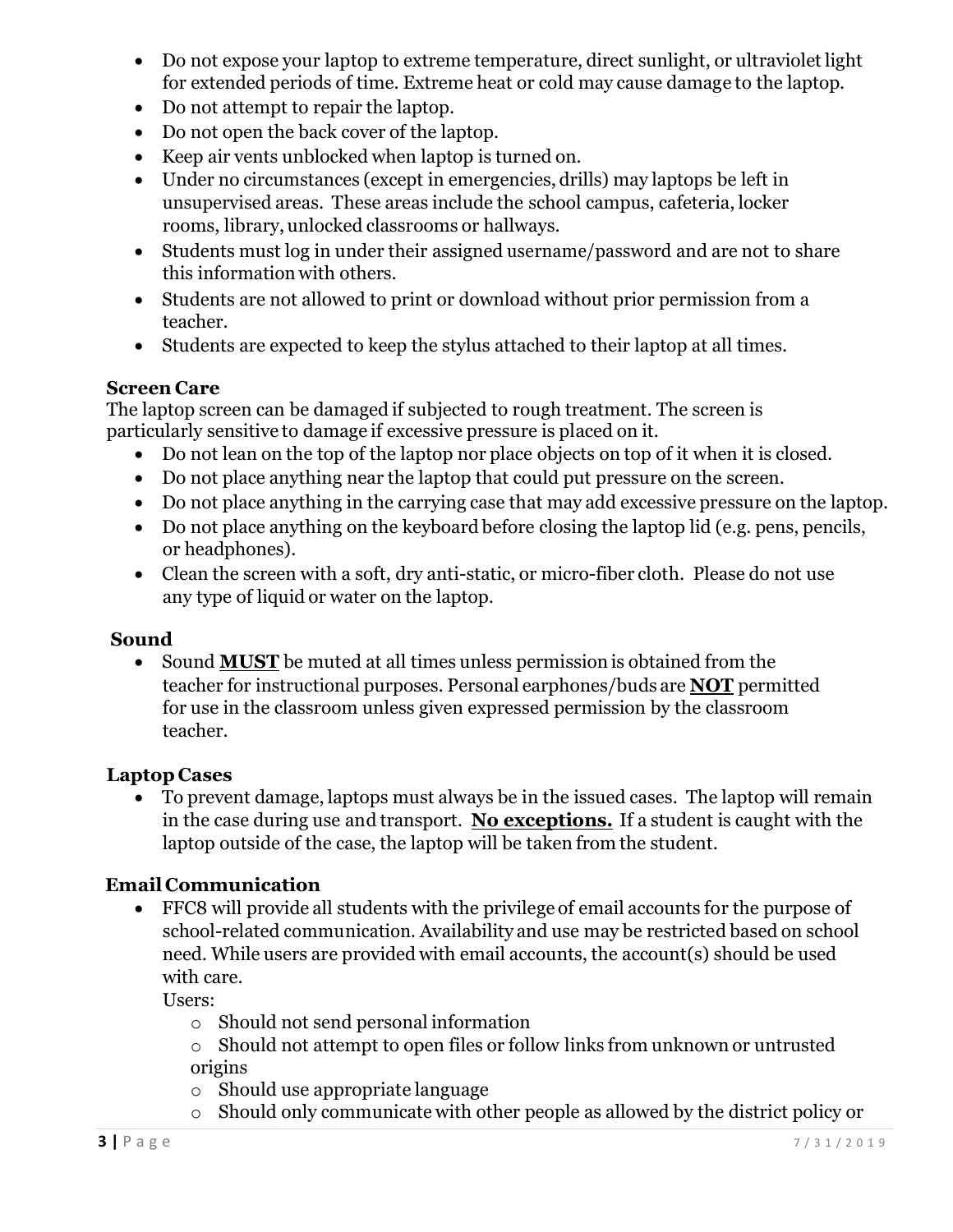- Do not expose your laptop to extreme temperature, direct sunlight, or ultraviolet light for extended periods of time. Extreme heat or cold may cause damage to the laptop.
- Do not attempt to repair the laptop.
- Do not open the back cover of the laptop.
- Keep air vents unblocked when laptop is turned on.
- Under no circumstances (except in emergencies, drills) may laptops be left in unsupervised areas. These areas include the school campus, cafeteria, locker rooms, library, unlocked classrooms or hallways.
- Students must log in under their assigned username/password and are not to share this information with others.
- Students are not allowed to print or download without prior permission from a teacher.
- Students are expected to keep the stylus attached to their laptop at all times.

**Screen Care**

The laptop screen can be damaged if subjected to rough treatment. The screen is particularly sensitive to damage if excessive pressure is placed on it.

- Do not lean on the top of the laptop nor place objects on top of it when it is closed.
- Do not place anything near the laptop that could put pressure on the screen.
- Do not place anything in the carrying case that may add excessive pressure on the laptop.
- Do not place anything on the keyboard before closing the laptop lid (e.g. pens, pencils, or headphones).
- Clean the screen with a soft, dry anti-static, or micro-fiber cloth. Please do not use any type of liquid or water on the laptop.

**Sound**

- Sound **<u>MUST</u>** be muted at all times unless permission is obtained from the teacher for instructional purposes. Personal earphones/buds are **<u>NOT</u>** permitted for use in the classroom unless given expressed permission by the classroom teacher.

**Laptop Cases**

- To prevent damage, laptops must always be in the issued cases. The laptop will remain in the case during use and transport. **<u>No exceptions.</u>** If a student is caught with the laptop outside of the case, the laptop will be taken from the student.

**Email Communication**

- FFC8 will provide all students with the privilege of email accounts for the purpose of school-related communication. Availability and use may be restricted based on school need. While users are provided with email accounts, the account(s) should be used with care.

  Users:

  - Should not send personal information
  - Should not attempt to open files or follow links from unknown or untrusted origins
  - Should use appropriate language
  - Should only communicate with other people as allowed by the district policy or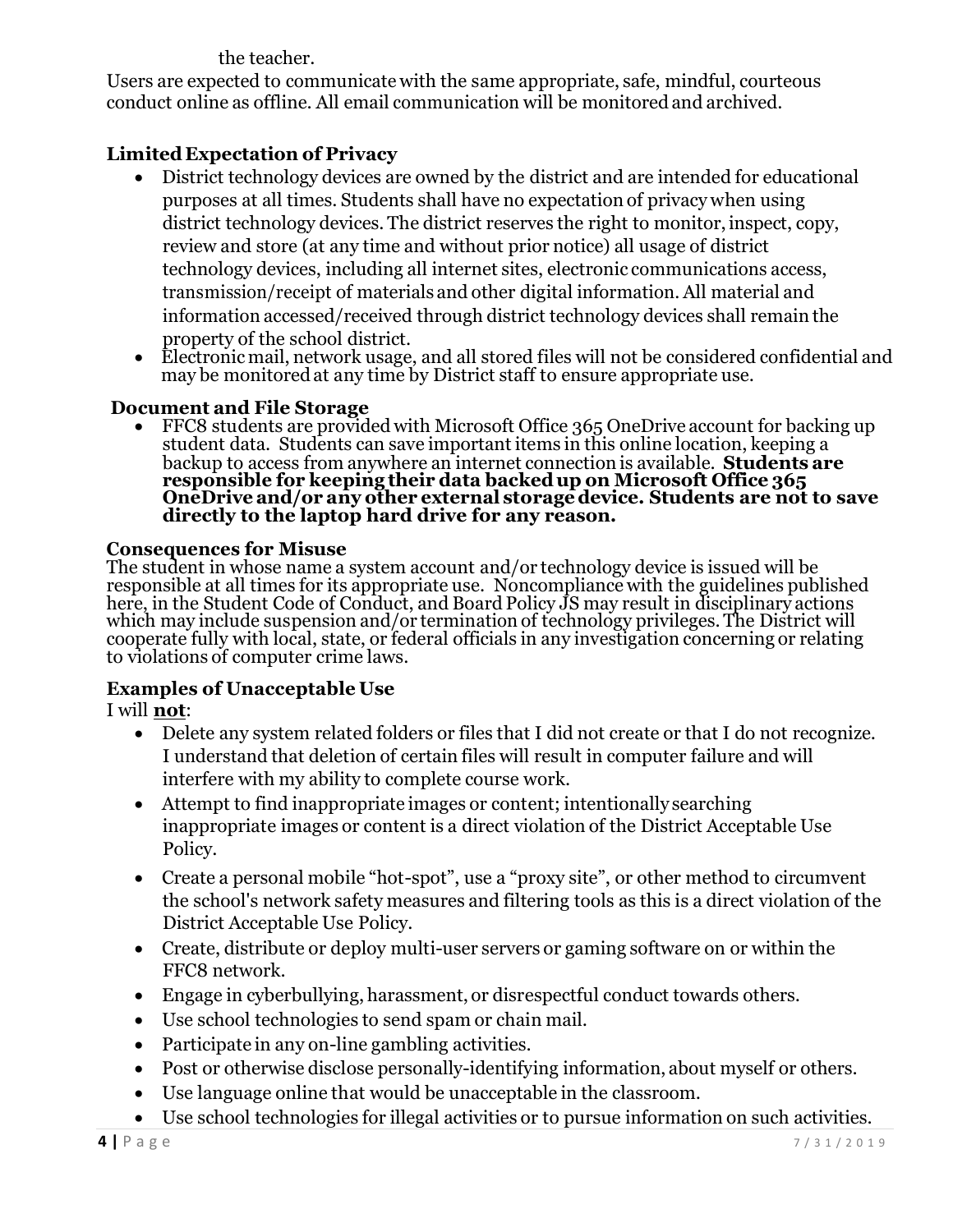the teacher.

Users are expected to communicate with the same appropriate, safe, mindful, courteous conduct online as offline. All email communication will be monitored and archived.

### Limited Expectation of Privacy

- District technology devices are owned by the district and are intended for educational purposes at all times. Students shall have no expectation of privacy when using district technology devices. The district reserves the right to monitor, inspect, copy, review and store (at any time and without prior notice) all usage of district technology devices, including all internet sites, electronic communications access, transmission/receipt of materials and other digital information. All material and information accessed/received through district technology devices shall remain the property of the school district.
- Electronic mail, network usage, and all stored files will not be considered confidential and may be monitored at any time by District staff to ensure appropriate use.

### Document and File Storage

- FFC8 students are provided with Microsoft Office 365 OneDrive account for backing up student data. Students can save important items in this online location, keeping a backup to access from anywhere an internet connection is available. **Students are responsible for keeping their data backed up on Microsoft Office 365 OneDrive and/or any other external storage device. Students are not to save directly to the laptop hard drive for any reason.**

### Consequences for Misuse

The student in whose name a system account and/or technology device is issued will be responsible at all times for its appropriate use. Noncompliance with the guidelines published here, in the Student Code of Conduct, and Board Policy JS may result in disciplinary actions which may include suspension and/or termination of technology privileges. The District will cooperate fully with local, state, or federal officials in any investigation concerning or relating to violations of computer crime laws.

### Examples of Unacceptable Use

I will **not**:

- Delete any system related folders or files that I did not create or that I do not recognize. I understand that deletion of certain files will result in computer failure and will interfere with my ability to complete course work.
- Attempt to find inappropriate images or content; intentionally searching inappropriate images or content is a direct violation of the District Acceptable Use Policy.
- Create a personal mobile "hot-spot", use a "proxy site", or other method to circumvent the school's network safety measures and filtering tools as this is a direct violation of the District Acceptable Use Policy.
- Create, distribute or deploy multi-user servers or gaming software on or within the FFC8 network.
- Engage in cyberbullying, harassment, or disrespectful conduct towards others.
- Use school technologies to send spam or chain mail.
- Participate in any on-line gambling activities.
- Post or otherwise disclose personally-identifying information, about myself or others.
- Use language online that would be unacceptable in the classroom.
- Use school technologies for illegal activities or to pursue information on such activities.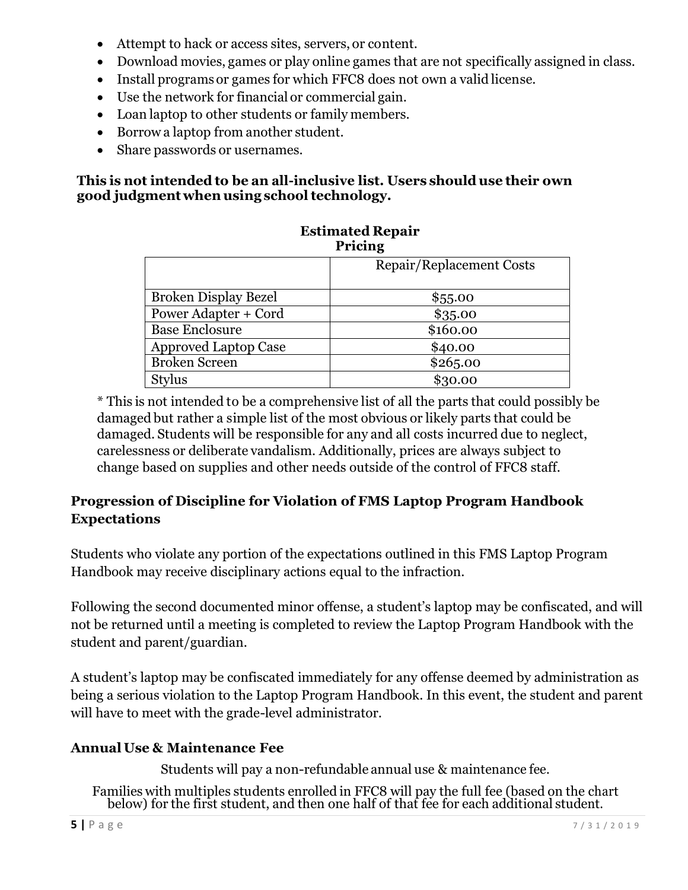- Attempt to hack or access sites, servers, or content.
- Download movies, games or play online games that are not specifically assigned in class.
- Install programs or games for which FFC8 does not own a valid license.
- Use the network for financial or commercial gain.
- Loan laptop to other students or family members.
- Borrow a laptop from another student.
- Share passwords or usernames.

**This is not intended to be an all-inclusive list. Users should use their own good judgment when using school technology.**

**Estimated Repair Pricing**

| | Repair/Replacement Costs |
|---|---|
| Broken Display Bezel | $55.00 |
| Power Adapter + Cord | $35.00 |
| Base Enclosure | $160.00 |
| Approved Laptop Case | $40.00 |
| Broken Screen | $265.00 |
| Stylus | $30.00 |

* This is not intended to be a comprehensive list of all the parts that could possibly be damaged but rather a simple list of the most obvious or likely parts that could be damaged. Students will be responsible for any and all costs incurred due to neglect, carelessness or deliberate vandalism. Additionally, prices are always subject to change based on supplies and other needs outside of the control of FFC8 staff.

### Progression of Discipline for Violation of FMS Laptop Program Handbook Expectations

Students who violate any portion of the expectations outlined in this FMS Laptop Program Handbook may receive disciplinary actions equal to the infraction.

Following the second documented minor offense, a student's laptop may be confiscated, and will not be returned until a meeting is completed to review the Laptop Program Handbook with the student and parent/guardian.

A student's laptop may be confiscated immediately for any offense deemed by administration as being a serious violation to the Laptop Program Handbook. In this event, the student and parent will have to meet with the grade-level administrator.

### Annual Use & Maintenance Fee

Students will pay a non-refundable annual use & maintenance fee.

Families with multiples students enrolled in FFC8 will pay the full fee (based on the chart below) for the first student, and then one half of that fee for each additional student.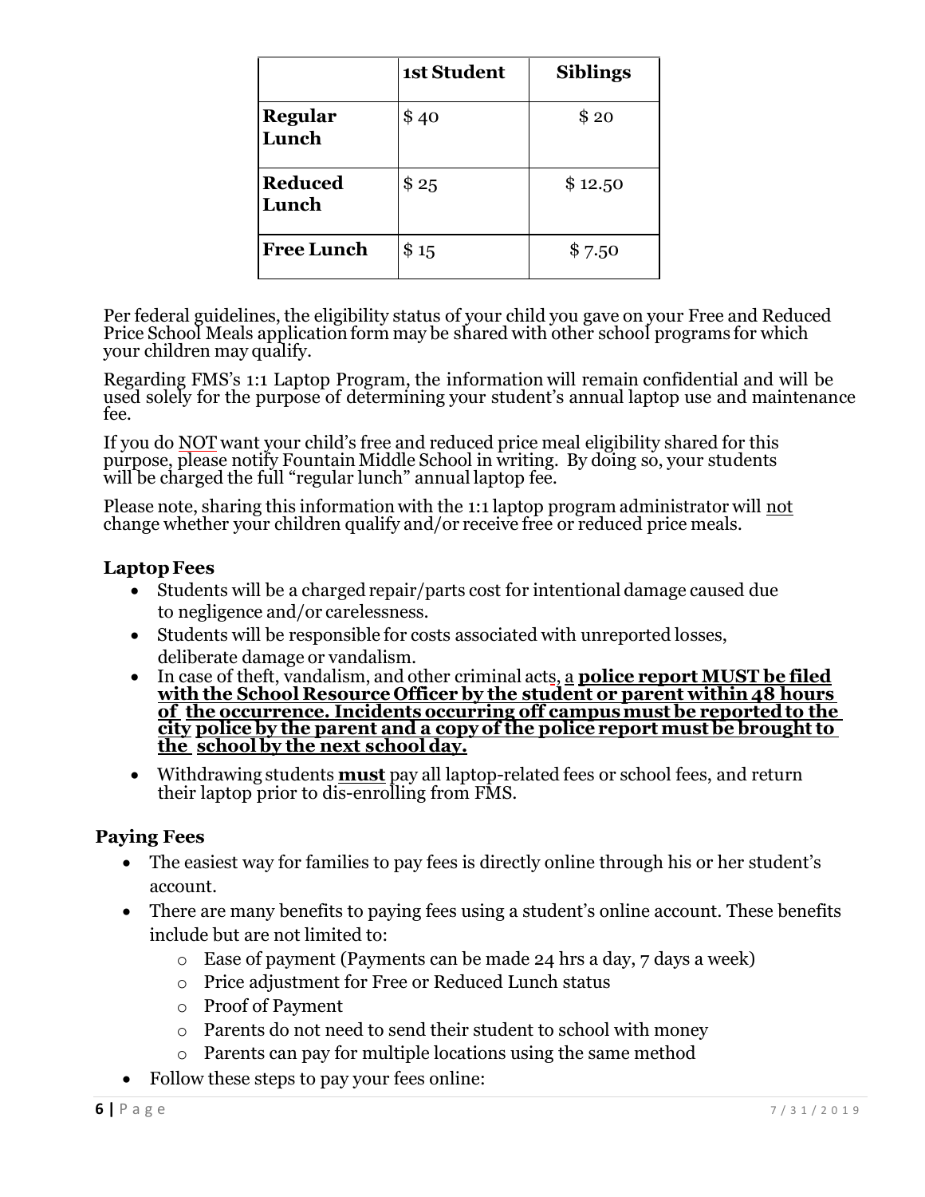| | 1st Student | Siblings |
|---|---|---|
| **Regular Lunch** | $ 40 | $ 20 |
| **Reduced Lunch** | $ 25 | $ 12.50 |
| **Free Lunch** | $ 15 | $ 7.50 |

Per federal guidelines, the eligibility status of your child you gave on your Free and Reduced Price School Meals application form may be shared with other school programs for which your children may qualify.

Regarding FMS's 1:1 Laptop Program, the information will remain confidential and will be used solely for the purpose of determining your student's annual laptop use and maintenance fee.

If you do NOT want your child's free and reduced price meal eligibility shared for this purpose, please notify Fountain Middle School in writing. By doing so, your students will be charged the full "regular lunch" annual laptop fee.

Please note, sharing this information with the 1:1 laptop program administrator will not change whether your children qualify and/or receive free or reduced price meals.

### Laptop Fees

- Students will be a charged repair/parts cost for intentional damage caused due to negligence and/or carelessness.
- Students will be responsible for costs associated with unreported losses, deliberate damage or vandalism.
- In case of theft, vandalism, and other criminal acts, a **police report MUST be filed with the School Resource Officer by the student or parent within 48 hours of the occurrence. Incidents occurring off campus must be reported to the city police by the parent and a copy of the police report must be brought to the school by the next school day.**
- Withdrawing students **must** pay all laptop-related fees or school fees, and return their laptop prior to dis-enrolling from FMS.

### Paying Fees

- The easiest way for families to pay fees is directly online through his or her student's account.
- There are many benefits to paying fees using a student's online account. These benefits include but are not limited to:
  - Ease of payment (Payments can be made 24 hrs a day, 7 days a week)
  - Price adjustment for Free or Reduced Lunch status
  - Proof of Payment
  - Parents do not need to send their student to school with money
  - Parents can pay for multiple locations using the same method
- Follow these steps to pay your fees online: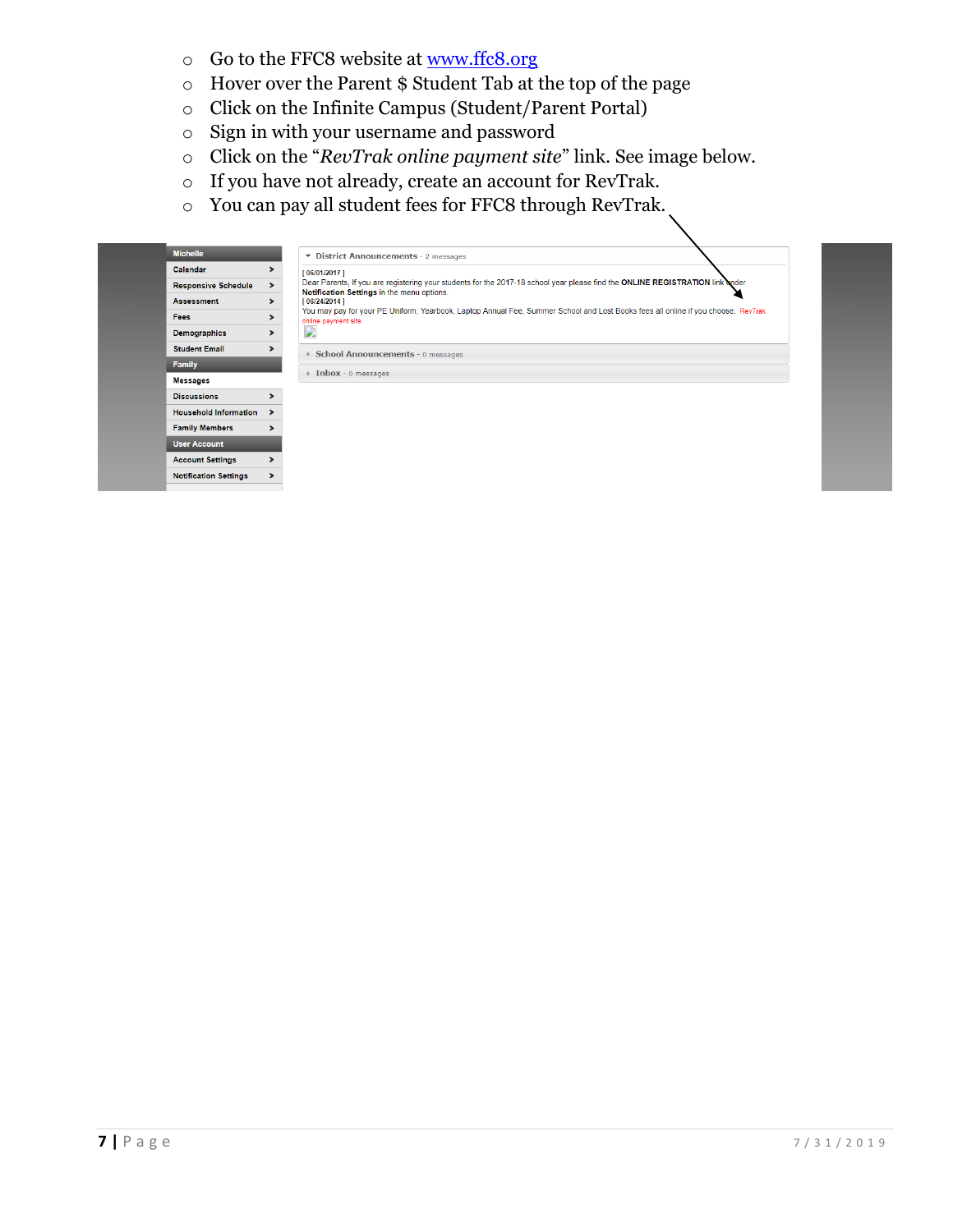- Go to the FFC8 website at [www.ffc8.org](http://www.ffc8.org)
- Hover over the Parent $ Student Tab at the top of the page
- Click on the Infinite Campus (Student/Parent Portal)
- Sign in with your username and password
- Click on the "*RevTrak online payment site*" link. See image below.
- If you have not already, create an account for RevTrak.
- You can pay all student fees for FFC8 through RevTrak.

| Michelle |
|---|
| Calendar |
| Responsive Schedule |
| Assessment |
| Fees |
| Demographics |
| Student Email |
| Family |
| Messages |
| Discussions |
| Household Information |
| Family Members |
| User Account |
| Account Settings |
| Notification Settings |

District Announcements - 2 messages

[ 06/01/2017 ]
Dear Parents, If you are registering your students for the 2017-18 school year please find the **ONLINE REGISTRATION** link under **Notification Settings** in the menu options.
[ 06/24/2014 ]
You may pay for your PE Uniform, Yearbook, Laptop Annual Fee, Summer School and Lost Books fees all online if you choose. RevTrak online payment site

School Announcements - 0 messages

Inbox - 0 messages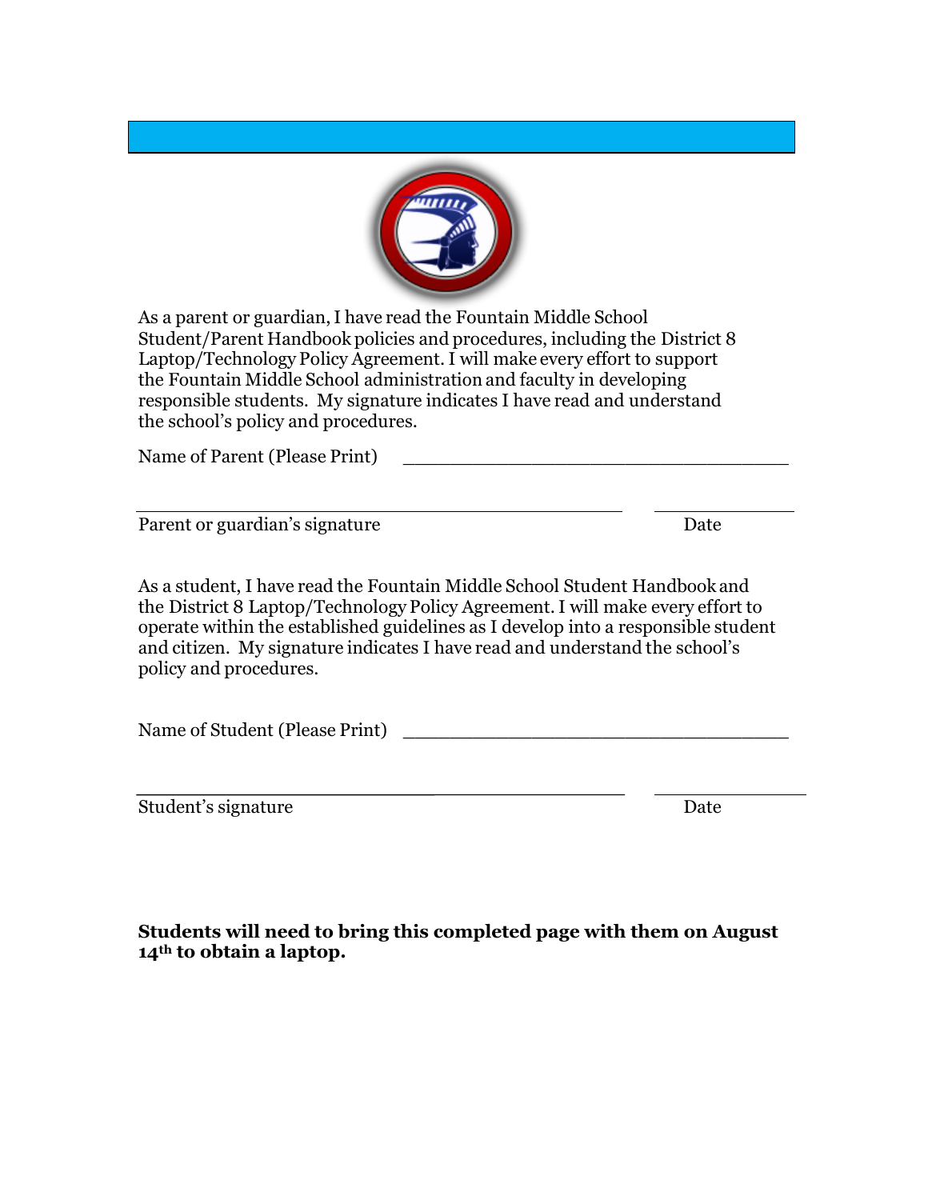As a parent or guardian, I have read the Fountain Middle School Student/Parent Handbook policies and procedures, including the District 8 Laptop/Technology Policy Agreement. I will make every effort to support the Fountain Middle School administration and faculty in developing responsible students. My signature indicates I have read and understand the school's policy and procedures.

Name of Parent (Please Print) ___________________________________

___________________________________________ ____________

Parent or guardian's signature Date

As a student, I have read the Fountain Middle School Student Handbook and the District 8 Laptop/Technology Policy Agreement. I will make every effort to operate within the established guidelines as I develop into a responsible student and citizen. My signature indicates I have read and understand the school's policy and procedures.

Name of Student (Please Print) ___________________________________

___________________________________________ ____________

Student's signature Date

**Students will need to bring this completed page with them on August 14th to obtain a laptop.**